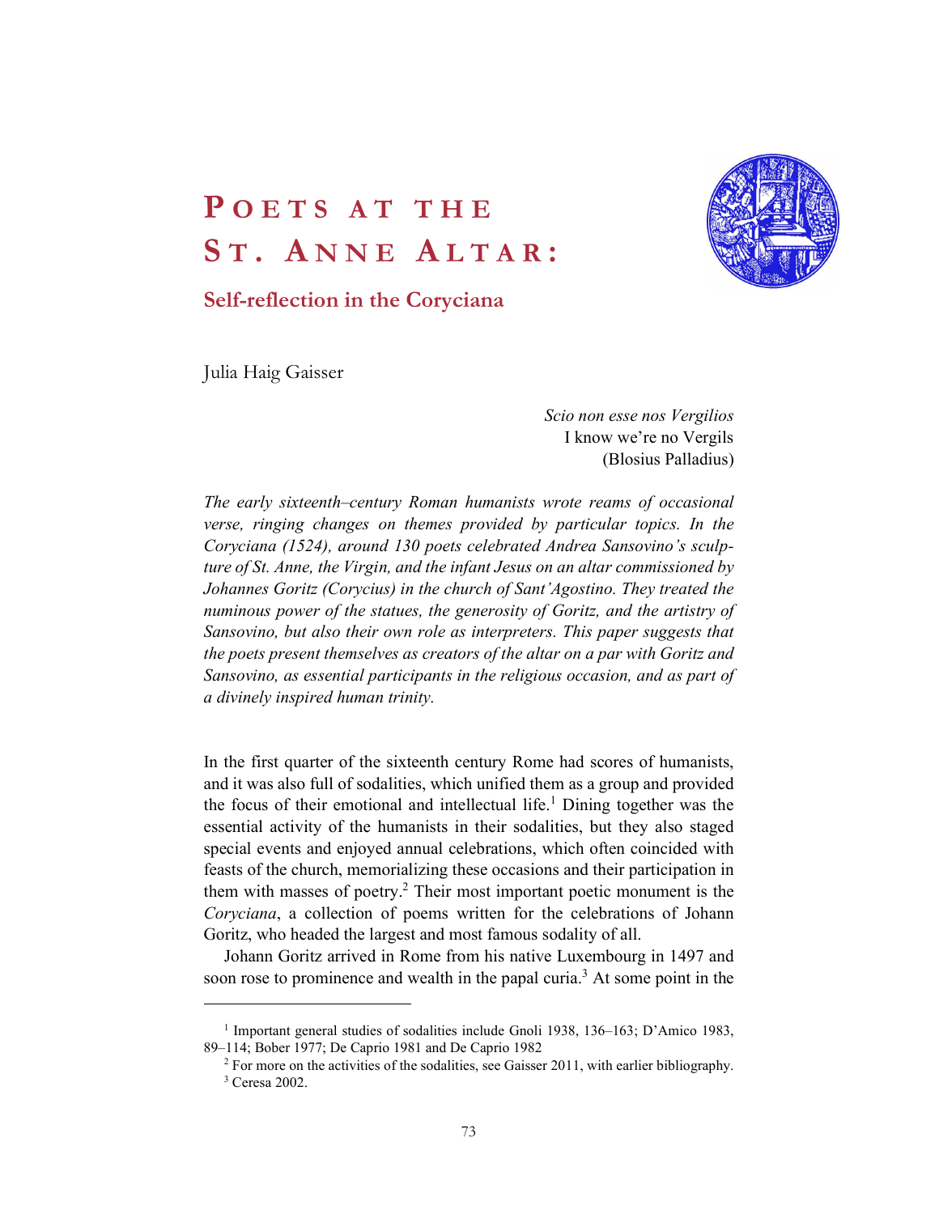# Poets at the St. Anne Altar:

## Self-reflection in the Coryciana

Julia Haig Gaisser

*Scio non esse nos Vergilios*
I know we're no Vergils
(Blosius Palladius)

*The early sixteenth–century Roman humanists wrote reams of occasional verse, ringing changes on themes provided by particular topics. In the Coryciana (1524), around 130 poets celebrated Andrea Sansovino's sculpture of St. Anne, the Virgin, and the infant Jesus on an altar commissioned by Johannes Goritz (Corycius) in the church of Sant'Agostino. They treated the numinous power of the statues, the generosity of Goritz, and the artistry of Sansovino, but also their own role as interpreters. This paper suggests that the poets present themselves as creators of the altar on a par with Goritz and Sansovino, as essential participants in the religious occasion, and as part of a divinely inspired human trinity.*

In the first quarter of the sixteenth century Rome had scores of humanists, and it was also full of sodalities, which unified them as a group and provided the focus of their emotional and intellectual life.[1] Dining together was the essential activity of the humanists in their sodalities, but they also staged special events and enjoyed annual celebrations, which often coincided with feasts of the church, memorializing these occasions and their participation in them with masses of poetry.[2] Their most important poetic monument is the *Coryciana*, a collection of poems written for the celebrations of Johann Goritz, who headed the largest and most famous sodality of all.

Johann Goritz arrived in Rome from his native Luxembourg in 1497 and soon rose to prominence and wealth in the papal curia.[3] At some point in the

---

[1] Important general studies of sodalities include Gnoli 1938, 136–163; D'Amico 1983, 89–114; Bober 1977; De Caprio 1981 and De Caprio 1982

[2] For more on the activities of the sodalities, see Gaisser 2011, with earlier bibliography.

[3] Ceresa 2002.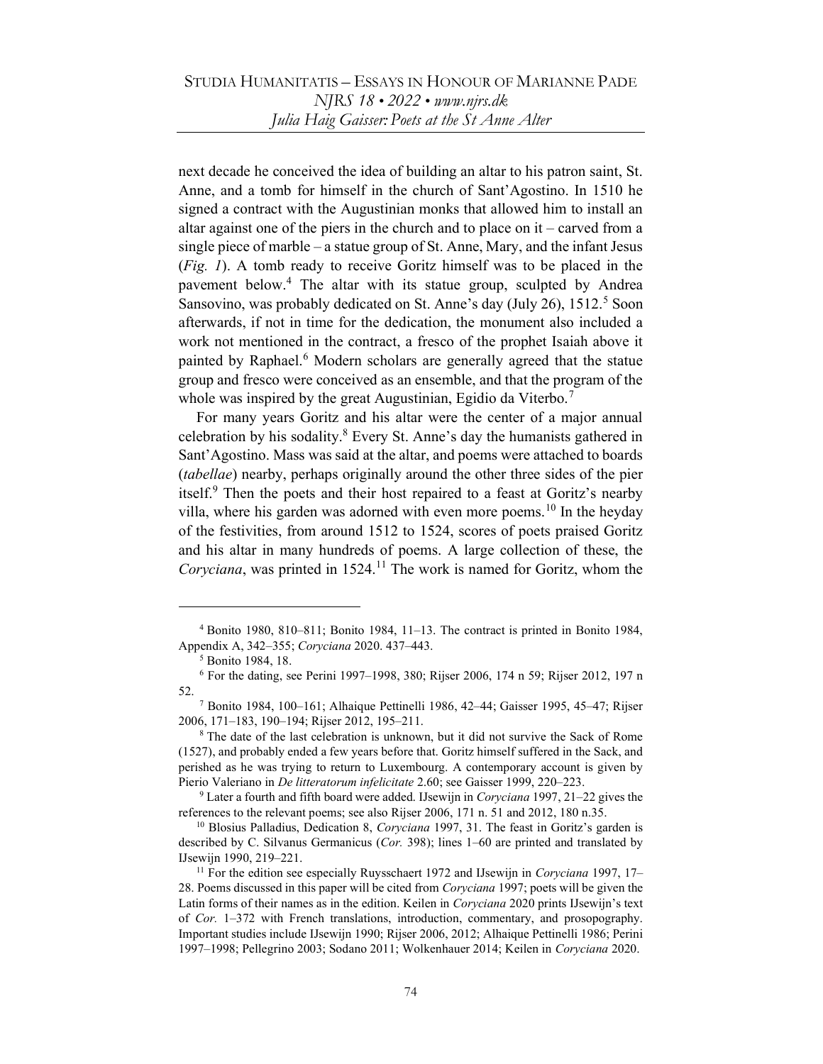next decade he conceived the idea of building an altar to his patron saint, St. Anne, and a tomb for himself in the church of Sant'Agostino. In 1510 he signed a contract with the Augustinian monks that allowed him to install an altar against one of the piers in the church and to place on it – carved from a single piece of marble – a statue group of St. Anne, Mary, and the infant Jesus (*Fig. 1*). A tomb ready to receive Goritz himself was to be placed in the pavement below.[4] The altar with its statue group, sculpted by Andrea Sansovino, was probably dedicated on St. Anne's day (July 26), 1512.[5] Soon afterwards, if not in time for the dedication, the monument also included a work not mentioned in the contract, a fresco of the prophet Isaiah above it painted by Raphael.[6] Modern scholars are generally agreed that the statue group and fresco were conceived as an ensemble, and that the program of the whole was inspired by the great Augustinian, Egidio da Viterbo.[7]

For many years Goritz and his altar were the center of a major annual celebration by his sodality.[8] Every St. Anne's day the humanists gathered in Sant'Agostino. Mass was said at the altar, and poems were attached to boards (*tabellae*) nearby, perhaps originally around the other three sides of the pier itself.[9] Then the poets and their host repaired to a feast at Goritz's nearby villa, where his garden was adorned with even more poems.[10] In the heyday of the festivities, from around 1512 to 1524, scores of poets praised Goritz and his altar in many hundreds of poems. A large collection of these, the *Coryciana*, was printed in 1524.[11] The work is named for Goritz, whom the

---

[4] Bonito 1980, 810–811; Bonito 1984, 11–13. The contract is printed in Bonito 1984, Appendix A, 342–355; *Coryciana* 2020. 437–443.

[5] Bonito 1984, 18.

[6] For the dating, see Perini 1997–1998, 380; Rijser 2006, 174 n 59; Rijser 2012, 197 n 52.

[7] Bonito 1984, 100–161; Alhaique Pettinelli 1986, 42–44; Gaisser 1995, 45–47; Rijser 2006, 171–183, 190–194; Rijser 2012, 195–211.

[8] The date of the last celebration is unknown, but it did not survive the Sack of Rome (1527), and probably ended a few years before that. Goritz himself suffered in the Sack, and perished as he was trying to return to Luxembourg. A contemporary account is given by Pierio Valeriano in *De litteratorum infelicitate* 2.60; see Gaisser 1999, 220–223.

[9] Later a fourth and fifth board were added. IJsewijn in *Coryciana* 1997, 21–22 gives the references to the relevant poems; see also Rijser 2006, 171 n. 51 and 2012, 180 n.35.

[10] Blosius Palladius, Dedication 8, *Coryciana* 1997, 31. The feast in Goritz's garden is described by C. Silvanus Germanicus (*Cor.* 398); lines 1–60 are printed and translated by IJsewijn 1990, 219–221.

[11] For the edition see especially Ruysschaert 1972 and IJsewijn in *Coryciana* 1997, 17–28. Poems discussed in this paper will be cited from *Coryciana* 1997; poets will be given the Latin forms of their names as in the edition. Keilen in *Coryciana* 2020 prints IJsewijn's text of *Cor.* 1–372 with French translations, introduction, commentary, and prosopography. Important studies include IJsewijn 1990; Rijser 2006, 2012; Alhaique Pettinelli 1986; Perini 1997–1998; Pellegrino 2003; Sodano 2011; Wolkenhauer 2014; Keilen in *Coryciana* 2020.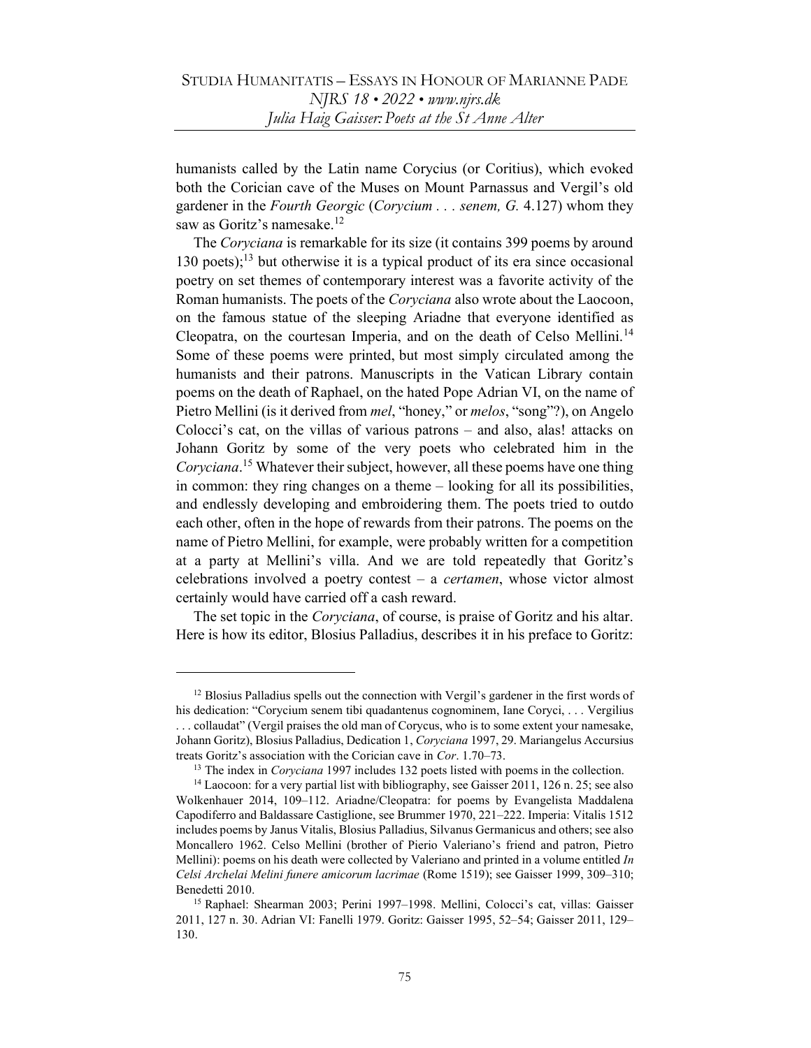humanists called by the Latin name Corycius (or Coritius), which evoked both the Corician cave of the Muses on Mount Parnassus and Vergil's old gardener in the *Fourth Georgic* (*Corycium . . . senem, G.* 4.127) whom they saw as Goritz's namesake.[12]

The *Coryciana* is remarkable for its size (it contains 399 poems by around 130 poets);[13] but otherwise it is a typical product of its era since occasional poetry on set themes of contemporary interest was a favorite activity of the Roman humanists. The poets of the *Coryciana* also wrote about the Laocoon, on the famous statue of the sleeping Ariadne that everyone identified as Cleopatra, on the courtesan Imperia, and on the death of Celso Mellini.[14] Some of these poems were printed, but most simply circulated among the humanists and their patrons. Manuscripts in the Vatican Library contain poems on the death of Raphael, on the hated Pope Adrian VI, on the name of Pietro Mellini (is it derived from *mel*, "honey," or *melos*, "song"?), on Angelo Colocci's cat, on the villas of various patrons – and also, alas! attacks on Johann Goritz by some of the very poets who celebrated him in the *Coryciana*.[15] Whatever their subject, however, all these poems have one thing in common: they ring changes on a theme – looking for all its possibilities, and endlessly developing and embroidering them. The poets tried to outdo each other, often in the hope of rewards from their patrons. The poems on the name of Pietro Mellini, for example, were probably written for a competition at a party at Mellini's villa. And we are told repeatedly that Goritz's celebrations involved a poetry contest – a *certamen*, whose victor almost certainly would have carried off a cash reward.

The set topic in the *Coryciana*, of course, is praise of Goritz and his altar. Here is how its editor, Blosius Palladius, describes it in his preface to Goritz:

---

[12] Blosius Palladius spells out the connection with Vergil's gardener in the first words of his dedication: "Corycium senem tibi quadantenus cognominem, Iane Coryci, . . . Vergilius . . . collaudat" (Vergil praises the old man of Corycus, who is to some extent your namesake, Johann Goritz), Blosius Palladius, Dedication 1, *Coryciana* 1997, 29. Mariangelus Accursius treats Goritz's association with the Corician cave in *Cor*. 1.70–73.

[13] The index in *Coryciana* 1997 includes 132 poets listed with poems in the collection.

[14] Laocoon: for a very partial list with bibliography, see Gaisser 2011, 126 n. 25; see also Wolkenhauer 2014, 109–112. Ariadne/Cleopatra: for poems by Evangelista Maddalena Capodiferro and Baldassare Castiglione, see Brummer 1970, 221–222. Imperia: Vitalis 1512 includes poems by Janus Vitalis, Blosius Palladius, Silvanus Germanicus and others; see also Moncallero 1962. Celso Mellini (brother of Pierio Valeriano's friend and patron, Pietro Mellini): poems on his death were collected by Valeriano and printed in a volume entitled *In Celsi Archelai Melini funere amicorum lacrimae* (Rome 1519); see Gaisser 1999, 309–310; Benedetti 2010.

[15] Raphael: Shearman 2003; Perini 1997–1998. Mellini, Colocci's cat, villas: Gaisser 2011, 127 n. 30. Adrian VI: Fanelli 1979. Goritz: Gaisser 1995, 52–54; Gaisser 2011, 129–130.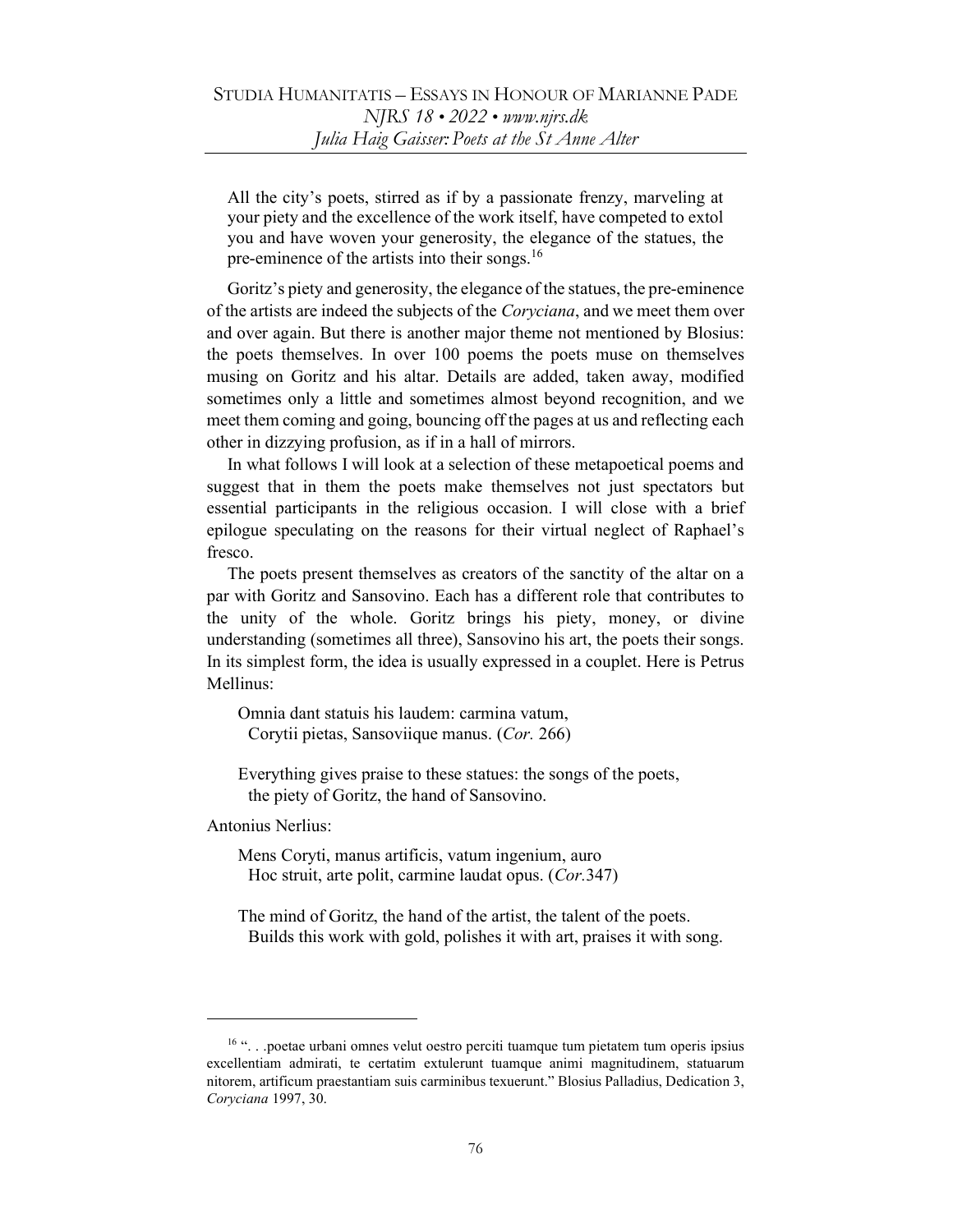All the city's poets, stirred as if by a passionate frenzy, marveling at your piety and the excellence of the work itself, have competed to extol you and have woven your generosity, the elegance of the statues, the pre-eminence of the artists into their songs.[16]

Goritz's piety and generosity, the elegance of the statues, the pre-eminence of the artists are indeed the subjects of the *Coryciana*, and we meet them over and over again. But there is another major theme not mentioned by Blosius: the poets themselves. In over 100 poems the poets muse on themselves musing on Goritz and his altar. Details are added, taken away, modified sometimes only a little and sometimes almost beyond recognition, and we meet them coming and going, bouncing off the pages at us and reflecting each other in dizzying profusion, as if in a hall of mirrors.

In what follows I will look at a selection of these metapoetical poems and suggest that in them the poets make themselves not just spectators but essential participants in the religious occasion. I will close with a brief epilogue speculating on the reasons for their virtual neglect of Raphael's fresco.

The poets present themselves as creators of the sanctity of the altar on a par with Goritz and Sansovino. Each has a different role that contributes to the unity of the whole. Goritz brings his piety, money, or divine understanding (sometimes all three), Sansovino his art, the poets their songs. In its simplest form, the idea is usually expressed in a couplet. Here is Petrus Mellinus:

> Omnia dant statuis his laudem: carmina vatum,
> Corytii pietas, Sansoviique manus. (*Cor.* 266)
>
> Everything gives praise to these statues: the songs of the poets,
> the piety of Goritz, the hand of Sansovino.

Antonius Nerlius:

> Mens Coryti, manus artificis, vatum ingenium, auro
> Hoc struit, arte polit, carmine laudat opus. (*Cor.*347)
>
> The mind of Goritz, the hand of the artist, the talent of the poets.
> Builds this work with gold, polishes it with art, praises it with song.

---

[16] ". . .poetae urbani omnes velut oestro perciti tuamque tum pietatem tum operis ipsius excellentiam admirati, te certatim extulerunt tuamque animi magnitudinem, statuarum nitorem, artificum praestantiam suis carminibus texuerunt." Blosius Palladius, Dedication 3, *Coryciana* 1997, 30.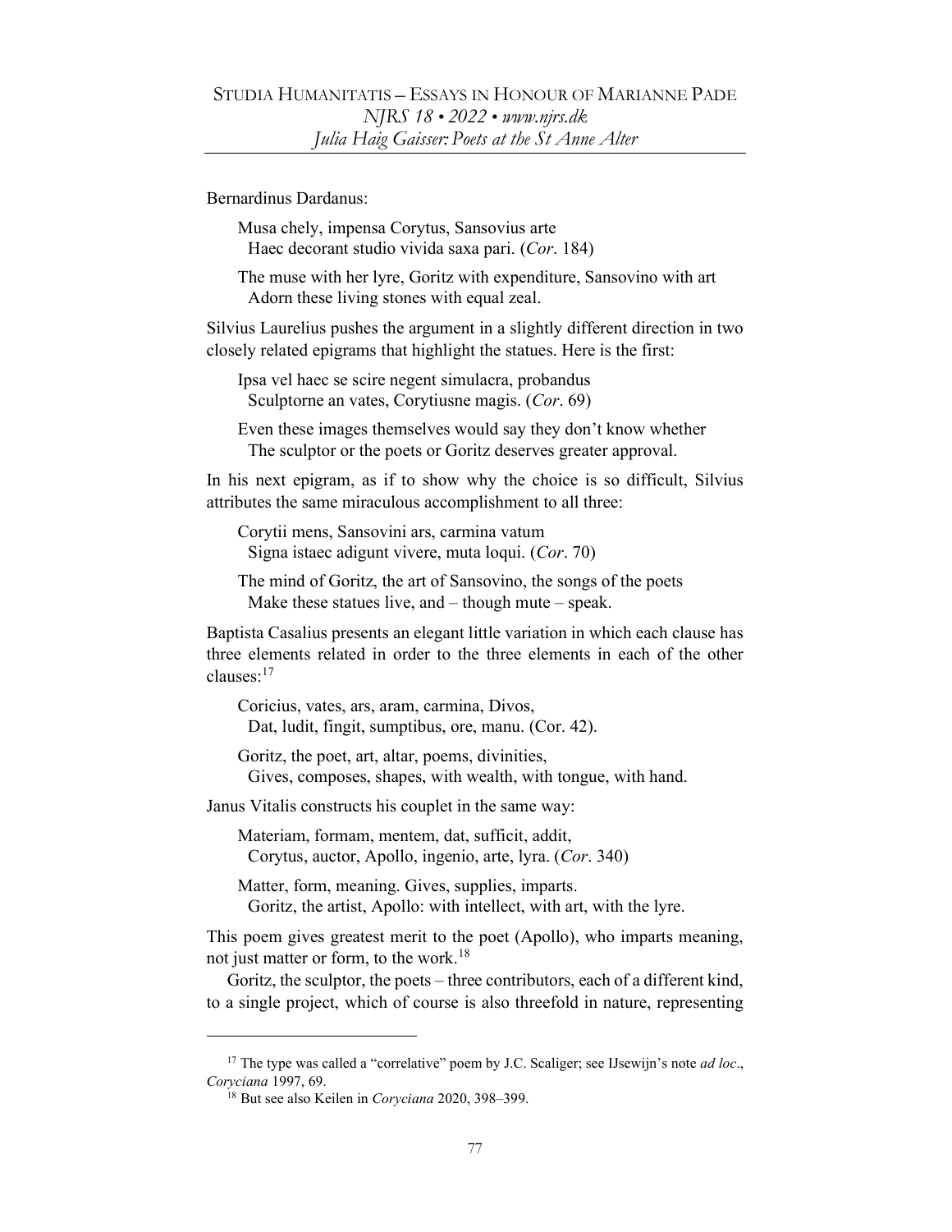Bernardinus Dardanus:

> Musa chely, impensa Corytus, Sansovius arte
>   Haec decorant studio vivida saxa pari. (*Cor*. 184)
>
> The muse with her lyre, Goritz with expenditure, Sansovino with art
>   Adorn these living stones with equal zeal.

Silvius Laurelius pushes the argument in a slightly different direction in two closely related epigrams that highlight the statues. Here is the first:

> Ipsa vel haec se scire negent simulacra, probandus
>   Sculptorne an vates, Corytiusne magis. (*Cor*. 69)
>
> Even these images themselves would say they don't know whether
>   The sculptor or the poets or Goritz deserves greater approval.

In his next epigram, as if to show why the choice is so difficult, Silvius attributes the same miraculous accomplishment to all three:

> Corytii mens, Sansovini ars, carmina vatum
>   Signa istaec adigunt vivere, muta loqui. (*Cor*. 70)
>
> The mind of Goritz, the art of Sansovino, the songs of the poets
>   Make these statues live, and – though mute – speak.

Baptista Casalius presents an elegant little variation in which each clause has three elements related in order to the three elements in each of the other clauses:[17]

> Coricius, vates, ars, aram, carmina, Divos,
>   Dat, ludit, fingit, sumptibus, ore, manu. (Cor. 42).
>
> Goritz, the poet, art, altar, poems, divinities,
>   Gives, composes, shapes, with wealth, with tongue, with hand.

Janus Vitalis constructs his couplet in the same way:

> Materiam, formam, mentem, dat, sufficit, addit,
>   Corytus, auctor, Apollo, ingenio, arte, lyra. (*Cor*. 340)
>
> Matter, form, meaning. Gives, supplies, imparts.
>   Goritz, the artist, Apollo: with intellect, with art, with the lyre.

This poem gives greatest merit to the poet (Apollo), who imparts meaning, not just matter or form, to the work.[18]

Goritz, the sculptor, the poets – three contributors, each of a different kind, to a single project, which of course is also threefold in nature, representing

---

[17] The type was called a "correlative" poem by J.C. Scaliger; see IJsewijn's note *ad loc*., *Coryciana* 1997, 69.

[18] But see also Keilen in *Coryciana* 2020, 398–399.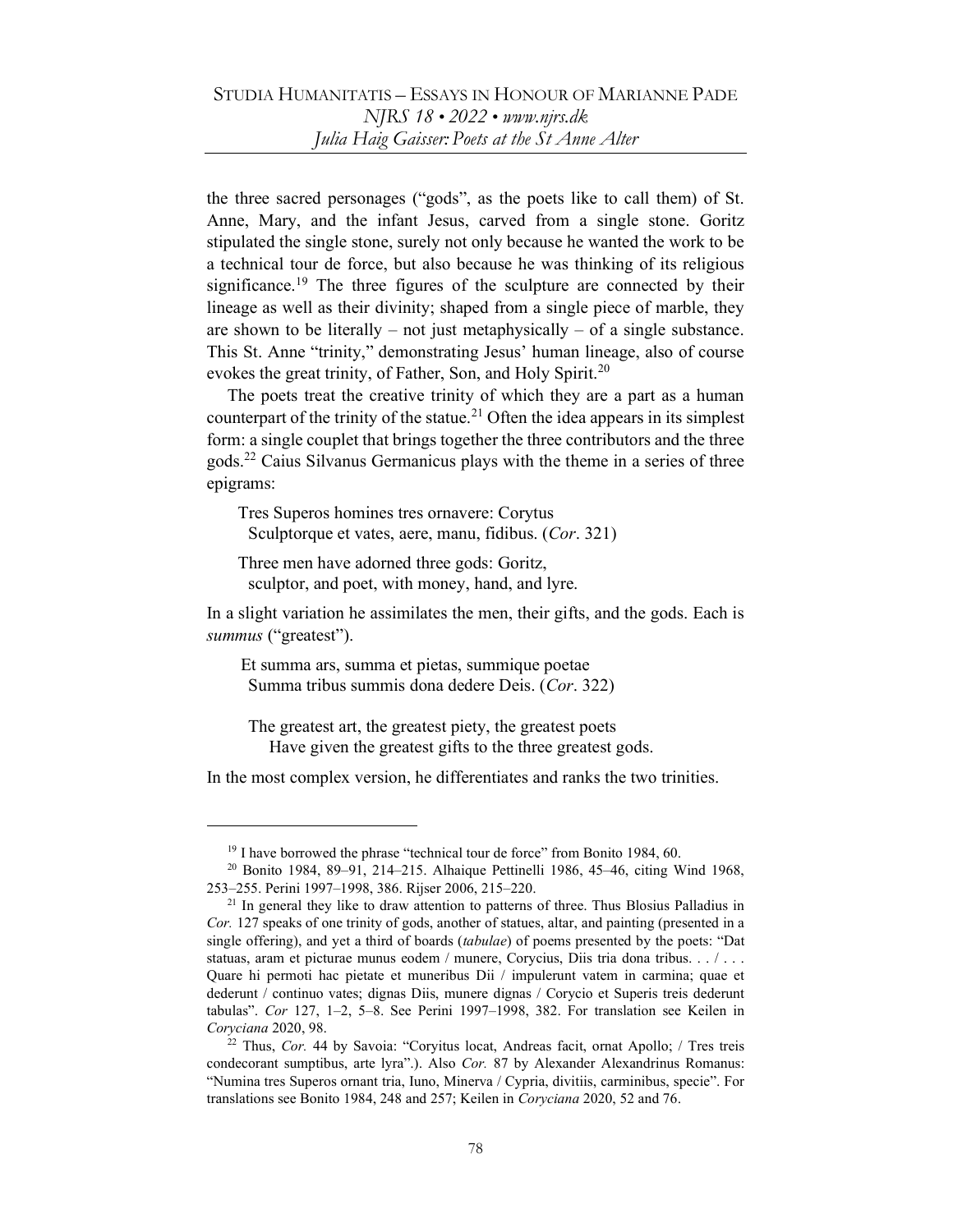the three sacred personages ("gods", as the poets like to call them) of St. Anne, Mary, and the infant Jesus, carved from a single stone. Goritz stipulated the single stone, surely not only because he wanted the work to be a technical tour de force, but also because he was thinking of its religious significance.[19] The three figures of the sculpture are connected by their lineage as well as their divinity; shaped from a single piece of marble, they are shown to be literally – not just metaphysically – of a single substance. This St. Anne "trinity," demonstrating Jesus' human lineage, also of course evokes the great trinity, of Father, Son, and Holy Spirit.[20]

The poets treat the creative trinity of which they are a part as a human counterpart of the trinity of the statue.[21] Often the idea appears in its simplest form: a single couplet that brings together the three contributors and the three gods.[22] Caius Silvanus Germanicus plays with the theme in a series of three epigrams:

> Tres Superos homines tres ornavere: Corytus
> Sculptorque et vates, aere, manu, fidibus. (*Cor*. 321)
>
> Three men have adorned three gods: Goritz,
> sculptor, and poet, with money, hand, and lyre.

In a slight variation he assimilates the men, their gifts, and the gods. Each is *summus* ("greatest").

> Et summa ars, summa et pietas, summique poetae
> Summa tribus summis dona dedere Deis. (*Cor*. 322)
>
> The greatest art, the greatest piety, the greatest poets
> Have given the greatest gifts to the three greatest gods.

In the most complex version, he differentiates and ranks the two trinities.

---

[19] I have borrowed the phrase "technical tour de force" from Bonito 1984, 60.

[20] Bonito 1984, 89–91, 214–215. Alhaique Pettinelli 1986, 45–46, citing Wind 1968, 253–255. Perini 1997–1998, 386. Rijser 2006, 215–220.

[21] In general they like to draw attention to patterns of three. Thus Blosius Palladius in *Cor.* 127 speaks of one trinity of gods, another of statues, altar, and painting (presented in a single offering), and yet a third of boards (*tabulae*) of poems presented by the poets: "Dat statuas, aram et picturae munus eodem / munere, Corycius, Diis tria dona tribus. . . / . . . Quare hi permoti hac pietate et muneribus Dii / impulerunt vatem in carmina; quae et dederunt / continuo vates; dignas Diis, munere dignas / Corycio et Superis treis dederunt tabulas". *Cor* 127, 1–2, 5–8. See Perini 1997–1998, 382. For translation see Keilen in *Coryciana* 2020, 98.

[22] Thus, *Cor.* 44 by Savoia: "Coryitus locat, Andreas facit, ornat Apollo; / Tres treis condecorant sumptibus, arte lyra".). Also *Cor.* 87 by Alexander Alexandrinus Romanus: "Numina tres Superos ornant tria, Iuno, Minerva / Cypria, divitiis, carminibus, specie". For translations see Bonito 1984, 248 and 257; Keilen in *Coryciana* 2020, 52 and 76.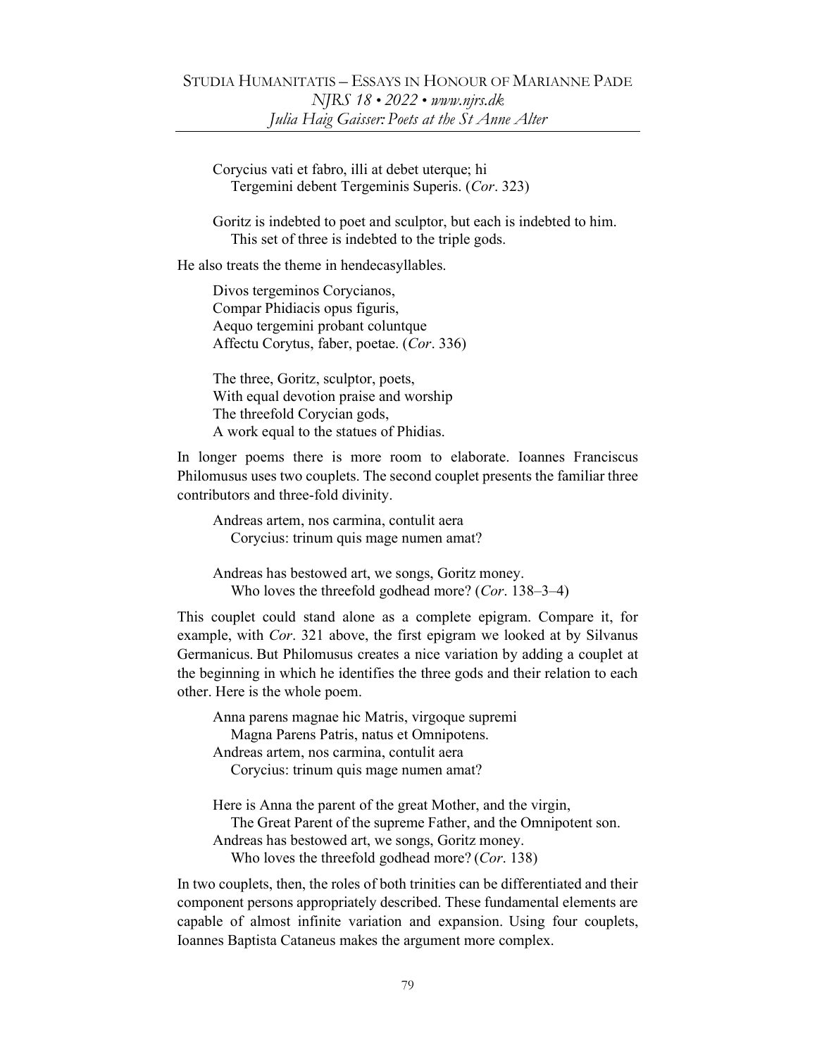> Corycius vati et fabro, illi at debet uterque; hi
> Tergemini debent Tergeminis Superis. (*Cor*. 323)
>
> Goritz is indebted to poet and sculptor, but each is indebted to him.
> This set of three is indebted to the triple gods.

He also treats the theme in hendecasyllables.

> Divos tergeminos Corycianos,
> Compar Phidiacis opus figuris,
> Aequo tergemini probant coluntque
> Affectu Corytus, faber, poetae. (*Cor*. 336)
>
> The three, Goritz, sculptor, poets,
> With equal devotion praise and worship
> The threefold Corycian gods,
> A work equal to the statues of Phidias.

In longer poems there is more room to elaborate. Ioannes Franciscus Philomusus uses two couplets. The second couplet presents the familiar three contributors and three-fold divinity.

> Andreas artem, nos carmina, contulit aera
> Corycius: trinum quis mage numen amat?
>
> Andreas has bestowed art, we songs, Goritz money.
> Who loves the threefold godhead more? (*Cor*. 138–3–4)

This couplet could stand alone as a complete epigram. Compare it, for example, with *Cor*. 321 above, the first epigram we looked at by Silvanus Germanicus. But Philomusus creates a nice variation by adding a couplet at the beginning in which he identifies the three gods and their relation to each other. Here is the whole poem.

> Anna parens magnae hic Matris, virgoque supremi
> Magna Parens Patris, natus et Omnipotens.
> Andreas artem, nos carmina, contulit aera
> Corycius: trinum quis mage numen amat?
>
> Here is Anna the parent of the great Mother, and the virgin,
> The Great Parent of the supreme Father, and the Omnipotent son.
> Andreas has bestowed art, we songs, Goritz money.
> Who loves the threefold godhead more? (*Cor*. 138)

In two couplets, then, the roles of both trinities can be differentiated and their component persons appropriately described. These fundamental elements are capable of almost infinite variation and expansion. Using four couplets, Ioannes Baptista Cataneus makes the argument more complex.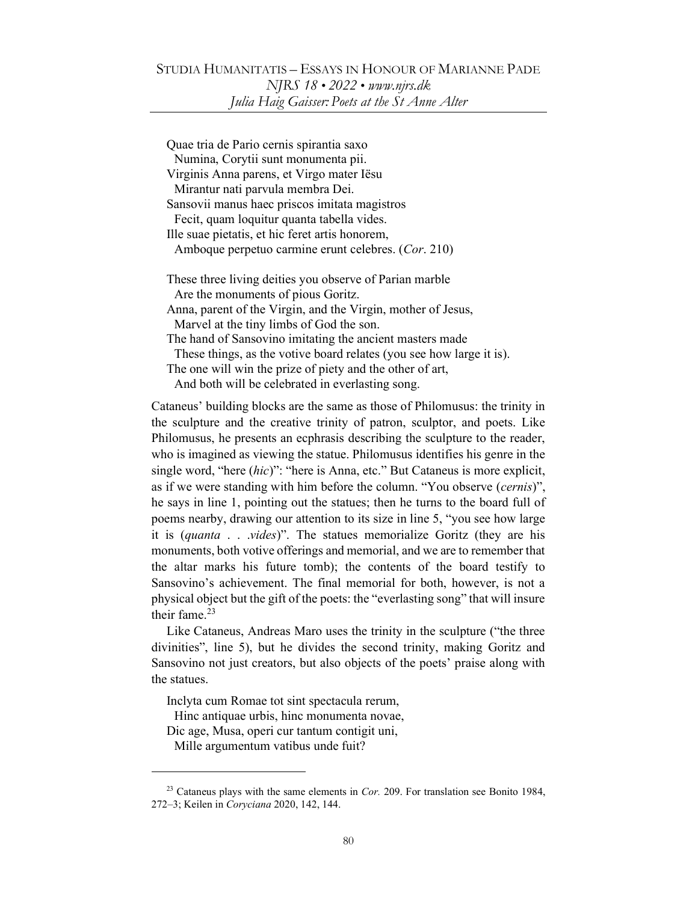Quae tria de Pario cernis spirantia saxo  
  Numina, Corytii sunt monumenta pii.  
Virginis Anna parens, et Virgo mater Iësu  
  Mirantur nati parvula membra Dei.  
Sansovii manus haec priscos imitata magistros  
  Fecit, quam loquitur quanta tabella vides.  
Ille suae pietatis, et hic feret artis honorem,  
  Amboque perpetuo carmine erunt celebres. (*Cor.* 210)

These three living deities you observe of Parian marble  
  Are the monuments of pious Goritz.  
Anna, parent of the Virgin, and the Virgin, mother of Jesus,  
  Marvel at the tiny limbs of God the son.  
The hand of Sansovino imitating the ancient masters made  
  These things, as the votive board relates (you see how large it is).  
The one will win the prize of piety and the other of art,  
  And both will be celebrated in everlasting song.

Cataneus' building blocks are the same as those of Philomusus: the trinity in the sculpture and the creative trinity of patron, sculptor, and poets. Like Philomusus, he presents an ecphrasis describing the sculpture to the reader, who is imagined as viewing the statue. Philomusus identifies his genre in the single word, "here (*hic*)": "here is Anna, etc." But Cataneus is more explicit, as if we were standing with him before the column. "You observe (*cernis*)", he says in line 1, pointing out the statues; then he turns to the board full of poems nearby, drawing our attention to its size in line 5, "you see how large it is (*quanta . . .vides*)". The statues memorialize Goritz (they are his monuments, both votive offerings and memorial, and we are to remember that the altar marks his future tomb); the contents of the board testify to Sansovino's achievement. The final memorial for both, however, is not a physical object but the gift of the poets: the "everlasting song" that will insure their fame.[23]

Like Cataneus, Andreas Maro uses the trinity in the sculpture ("the three divinities", line 5), but he divides the second trinity, making Goritz and Sansovino not just creators, but also objects of the poets' praise along with the statues.

Inclyta cum Romae tot sint spectacula rerum,  
  Hinc antiquae urbis, hinc monumenta novae,  
Dic age, Musa, operi cur tantum contigit uni,  
  Mille argumentum vatibus unde fuit?

[23] Cataneus plays with the same elements in *Cor.* 209. For translation see Bonito 1984, 272–3; Keilen in *Coryciana* 2020, 142, 144.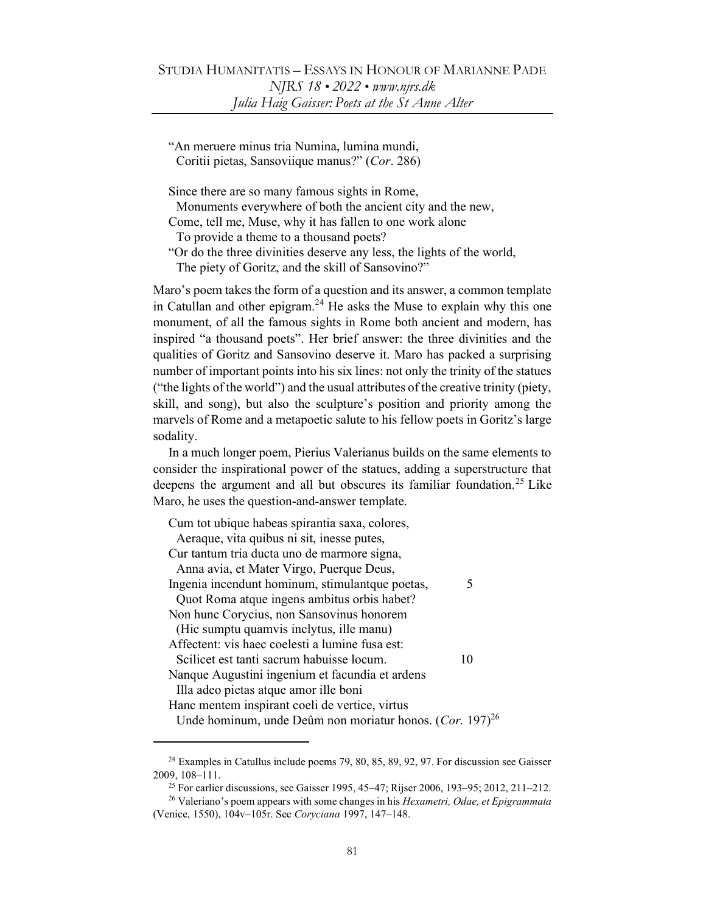"An meruere minus tria Numina, lumina mundi,
  Coritii pietas, Sansoviique manus?" (*Cor*. 286)

Since there are so many famous sights in Rome,
  Monuments everywhere of both the ancient city and the new,
Come, tell me, Muse, why it has fallen to one work alone
  To provide a theme to a thousand poets?
"Or do the three divinities deserve any less, the lights of the world,
  The piety of Goritz, and the skill of Sansovino?"

Maro's poem takes the form of a question and its answer, a common template in Catullan and other epigram.[24] He asks the Muse to explain why this one monument, of all the famous sights in Rome both ancient and modern, has inspired "a thousand poets". Her brief answer: the three divinities and the qualities of Goritz and Sansovino deserve it. Maro has packed a surprising number of important points into his six lines: not only the trinity of the statues ("the lights of the world") and the usual attributes of the creative trinity (piety, skill, and song), but also the sculpture's position and priority among the marvels of Rome and a metapoetic salute to his fellow poets in Goritz's large sodality.

In a much longer poem, Pierius Valerianus builds on the same elements to consider the inspirational power of the statues, adding a superstructure that deepens the argument and all but obscures its familiar foundation.[25] Like Maro, he uses the question-and-answer template.

Cum tot ubique habeas spirantia saxa, colores,
  Aeraque, vita quibus ni sit, inesse putes,
Cur tantum tria ducta uno de marmore signa,
  Anna avia, et Mater Virgo, Puerque Deus,
Ingenia incendunt hominum, stimulantque poetas, 5
  Quot Roma atque ingens ambitus orbis habet?
Non hunc Corycius, non Sansovinus honorem
  (Hic sumptu quamvis inclytus, ille manu)
Affectent: vis haec coelesti a lumine fusa est:
  Scilicet est tanti sacrum habuisse locum. 10
Nanque Augustini ingenium et facundia et ardens
  Illa adeo pietas atque amor ille boni
Hanc mentem inspirant coeli de vertice, virtus
  Unde hominum, unde Deûm non moriatur honos. (*Cor.* 197)[26]

---

[24] Examples in Catullus include poems 79, 80, 85, 89, 92, 97. For discussion see Gaisser 2009, 108–111.

[25] For earlier discussions, see Gaisser 1995, 45–47; Rijser 2006, 193–95; 2012, 211–212.

[26] Valeriano's poem appears with some changes in his *Hexametri, Odae, et Epigrammata* (Venice, 1550), 104v–105r. See *Coryciana* 1997, 147–148.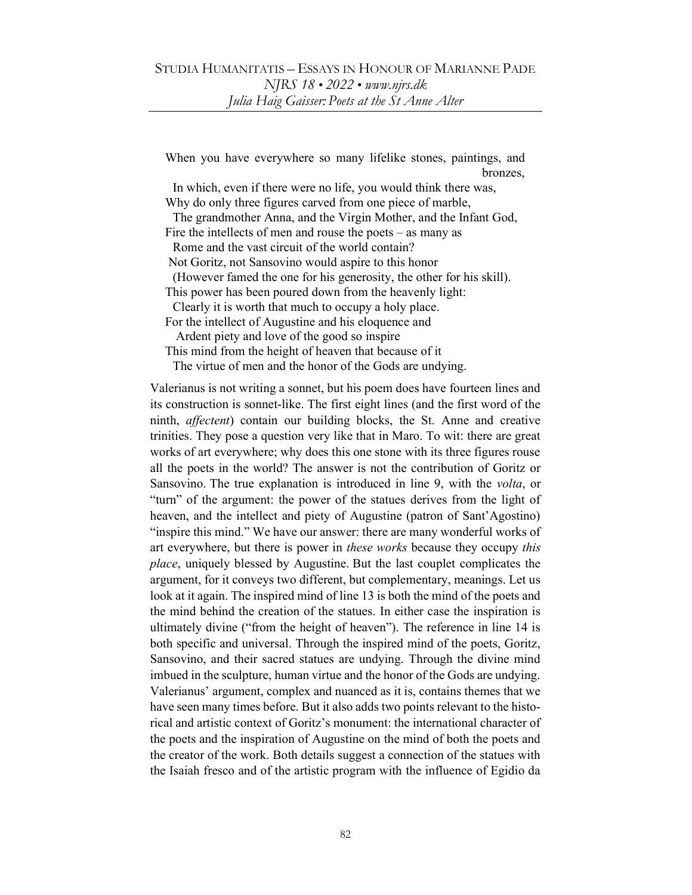When you have everywhere so many lifelike stones, paintings, and bronzes,
  In which, even if there were no life, you would think there was,
Why do only three figures carved from one piece of marble,
  The grandmother Anna, and the Virgin Mother, and the Infant God,
Fire the intellects of men and rouse the poets – as many as
  Rome and the vast circuit of the world contain?
Not Goritz, not Sansovino would aspire to this honor
  (However famed the one for his generosity, the other for his skill).
This power has been poured down from the heavenly light:
  Clearly it is worth that much to occupy a holy place.
For the intellect of Augustine and his eloquence and
  Ardent piety and love of the good so inspire
This mind from the height of heaven that because of it
  The virtue of men and the honor of the Gods are undying.

Valerianus is not writing a sonnet, but his poem does have fourteen lines and its construction is sonnet-like. The first eight lines (and the first word of the ninth, *affectent*) contain our building blocks, the St. Anne and creative trinities. They pose a question very like that in Maro. To wit: there are great works of art everywhere; why does this one stone with its three figures rouse all the poets in the world? The answer is not the contribution of Goritz or Sansovino. The true explanation is introduced in line 9, with the *volta*, or "turn" of the argument: the power of the statues derives from the light of heaven, and the intellect and piety of Augustine (patron of Sant'Agostino) "inspire this mind." We have our answer: there are many wonderful works of art everywhere, but there is power in *these works* because they occupy *this place*, uniquely blessed by Augustine. But the last couplet complicates the argument, for it conveys two different, but complementary, meanings. Let us look at it again. The inspired mind of line 13 is both the mind of the poets and the mind behind the creation of the statues. In either case the inspiration is ultimately divine ("from the height of heaven"). The reference in line 14 is both specific and universal. Through the inspired mind of the poets, Goritz, Sansovino, and their sacred statues are undying. Through the divine mind imbued in the sculpture, human virtue and the honor of the Gods are undying. Valerianus' argument, complex and nuanced as it is, contains themes that we have seen many times before. But it also adds two points relevant to the historical and artistic context of Goritz's monument: the international character of the poets and the inspiration of Augustine on the mind of both the poets and the creator of the work. Both details suggest a connection of the statues with the Isaiah fresco and of the artistic program with the influence of Egidio da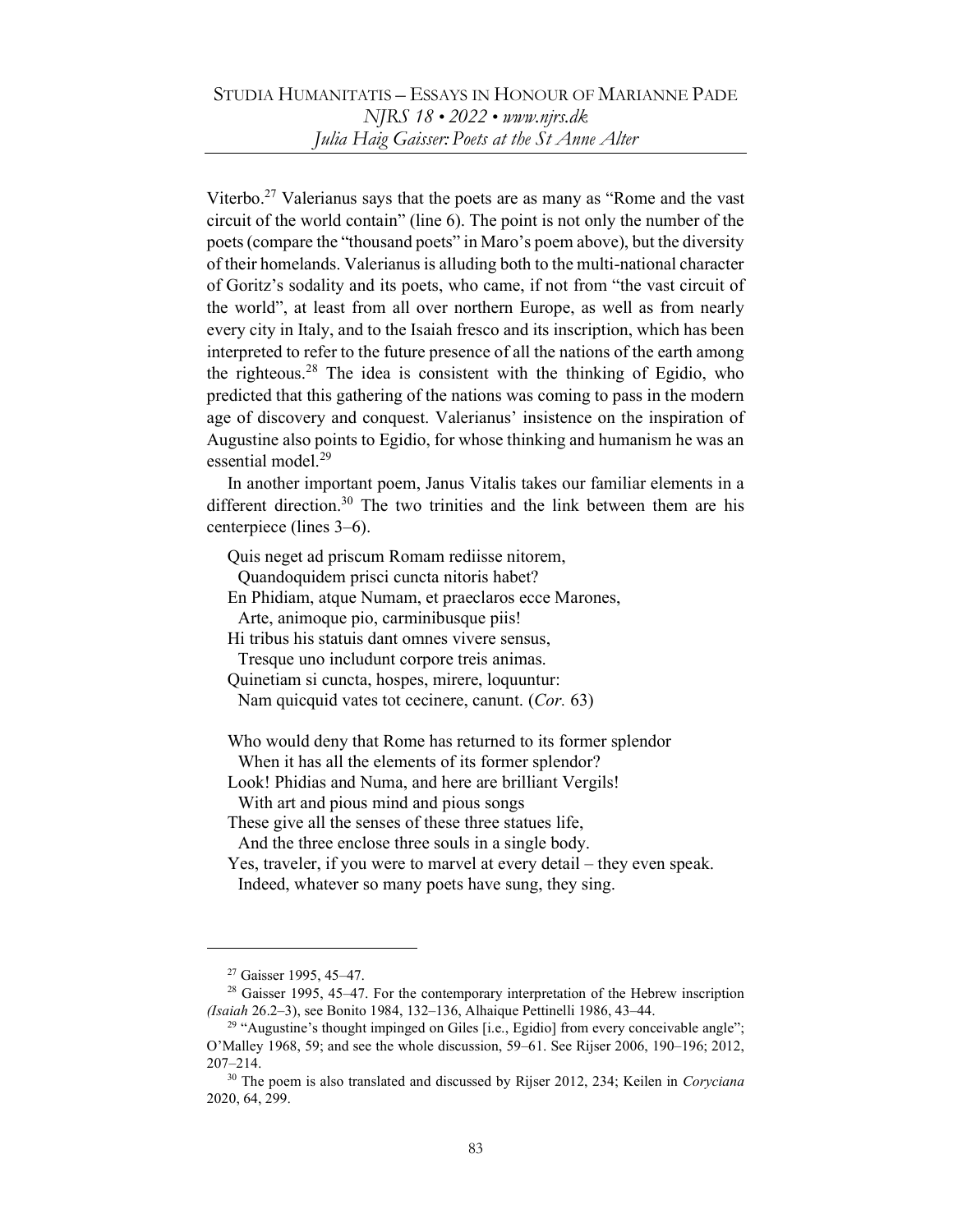Viterbo.[27] Valerianus says that the poets are as many as "Rome and the vast circuit of the world contain" (line 6). The point is not only the number of the poets (compare the "thousand poets" in Maro's poem above), but the diversity of their homelands. Valerianus is alluding both to the multi-national character of Goritz's sodality and its poets, who came, if not from "the vast circuit of the world", at least from all over northern Europe, as well as from nearly every city in Italy, and to the Isaiah fresco and its inscription, which has been interpreted to refer to the future presence of all the nations of the earth among the righteous.[28] The idea is consistent with the thinking of Egidio, who predicted that this gathering of the nations was coming to pass in the modern age of discovery and conquest. Valerianus' insistence on the inspiration of Augustine also points to Egidio, for whose thinking and humanism he was an essential model.[29]

In another important poem, Janus Vitalis takes our familiar elements in a different direction.[30] The two trinities and the link between them are his centerpiece (lines 3–6).

> Quis neget ad priscum Romam rediisse nitorem,
>   Quandoquidem prisci cuncta nitoris habet?
> En Phidiam, atque Numam, et praeclaros ecce Marones,
>   Arte, animoque pio, carminibusque piis!
> Hi tribus his statuis dant omnes vivere sensus,
>   Tresque uno includunt corpore treis animas.
> Quinetiam si cuncta, hospes, mirere, loquuntur:
>   Nam quicquid vates tot cecinere, canunt. (*Cor.* 63)

> Who would deny that Rome has returned to its former splendor
>   When it has all the elements of its former splendor?
> Look! Phidias and Numa, and here are brilliant Vergils!
>   With art and pious mind and pious songs
> These give all the senses of these three statues life,
>   And the three enclose three souls in a single body.
> Yes, traveler, if you were to marvel at every detail – they even speak.
>   Indeed, whatever so many poets have sung, they sing.

---

[27] Gaisser 1995, 45–47.

[28] Gaisser 1995, 45–47. For the contemporary interpretation of the Hebrew inscription *(Isaiah* 26.2–3), see Bonito 1984, 132–136, Alhaique Pettinelli 1986, 43–44.

[29] "Augustine's thought impinged on Giles [i.e., Egidio] from every conceivable angle"; O'Malley 1968, 59; and see the whole discussion, 59–61. See Rijser 2006, 190–196; 2012, 207–214.

[30] The poem is also translated and discussed by Rijser 2012, 234; Keilen in *Coryciana* 2020, 64, 299.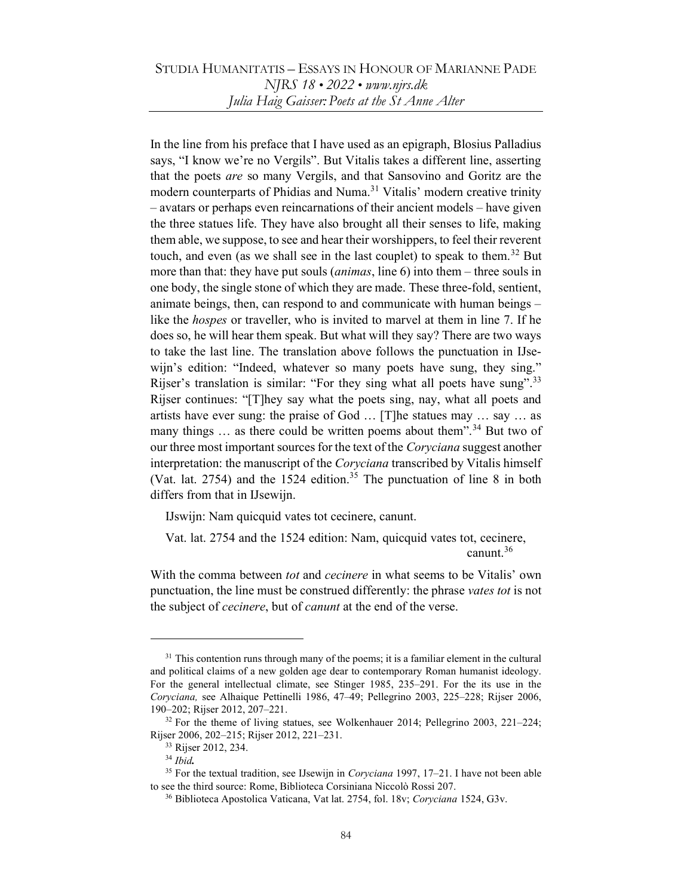In the line from his preface that I have used as an epigraph, Blosius Palladius says, "I know we're no Vergils". But Vitalis takes a different line, asserting that the poets *are* so many Vergils, and that Sansovino and Goritz are the modern counterparts of Phidias and Numa.[31] Vitalis' modern creative trinity – avatars or perhaps even reincarnations of their ancient models – have given the three statues life. They have also brought all their senses to life, making them able, we suppose, to see and hear their worshippers, to feel their reverent touch, and even (as we shall see in the last couplet) to speak to them.[32] But more than that: they have put souls (*animas*, line 6) into them – three souls in one body, the single stone of which they are made. These three-fold, sentient, animate beings, then, can respond to and communicate with human beings – like the *hospes* or traveller, who is invited to marvel at them in line 7. If he does so, he will hear them speak. But what will they say? There are two ways to take the last line. The translation above follows the punctuation in IJsewijn's edition: "Indeed, whatever so many poets have sung, they sing." Rijser's translation is similar: "For they sing what all poets have sung".[33] Rijser continues: "[T]hey say what the poets sing, nay, what all poets and artists have ever sung: the praise of God … [T]he statues may … say … as many things … as there could be written poems about them".[34] But two of our three most important sources for the text of the *Coryciana* suggest another interpretation: the manuscript of the *Coryciana* transcribed by Vitalis himself (Vat. lat. 2754) and the 1524 edition.[35] The punctuation of line 8 in both differs from that in IJsewijn.

IJswijn: Nam quicquid vates tot cecinere, canunt.

Vat. lat. 2754 and the 1524 edition: Nam, quicquid vates tot, cecinere, canunt.[36]

With the comma between *tot* and *cecinere* in what seems to be Vitalis' own punctuation, the line must be construed differently: the phrase *vates tot* is not the subject of *cecinere*, but of *canunt* at the end of the verse.

---

[31] This contention runs through many of the poems; it is a familiar element in the cultural and political claims of a new golden age dear to contemporary Roman humanist ideology. For the general intellectual climate, see Stinger 1985, 235–291. For the its use in the *Coryciana,* see Alhaique Pettinelli 1986, 47–49; Pellegrino 2003, 225–228; Rijser 2006, 190–202; Rijser 2012, 207–221.

[32] For the theme of living statues, see Wolkenhauer 2014; Pellegrino 2003, 221–224; Rijser 2006, 202–215; Rijser 2012, 221–231.

[33] Rijser 2012, 234.

[34] *Ibid.*

[35] For the textual tradition, see IJsewijn in *Coryciana* 1997, 17–21. I have not been able to see the third source: Rome, Biblioteca Corsiniana Niccolò Rossi 207.

[36] Biblioteca Apostolica Vaticana, Vat lat. 2754, fol. 18v; *Coryciana* 1524, G3v.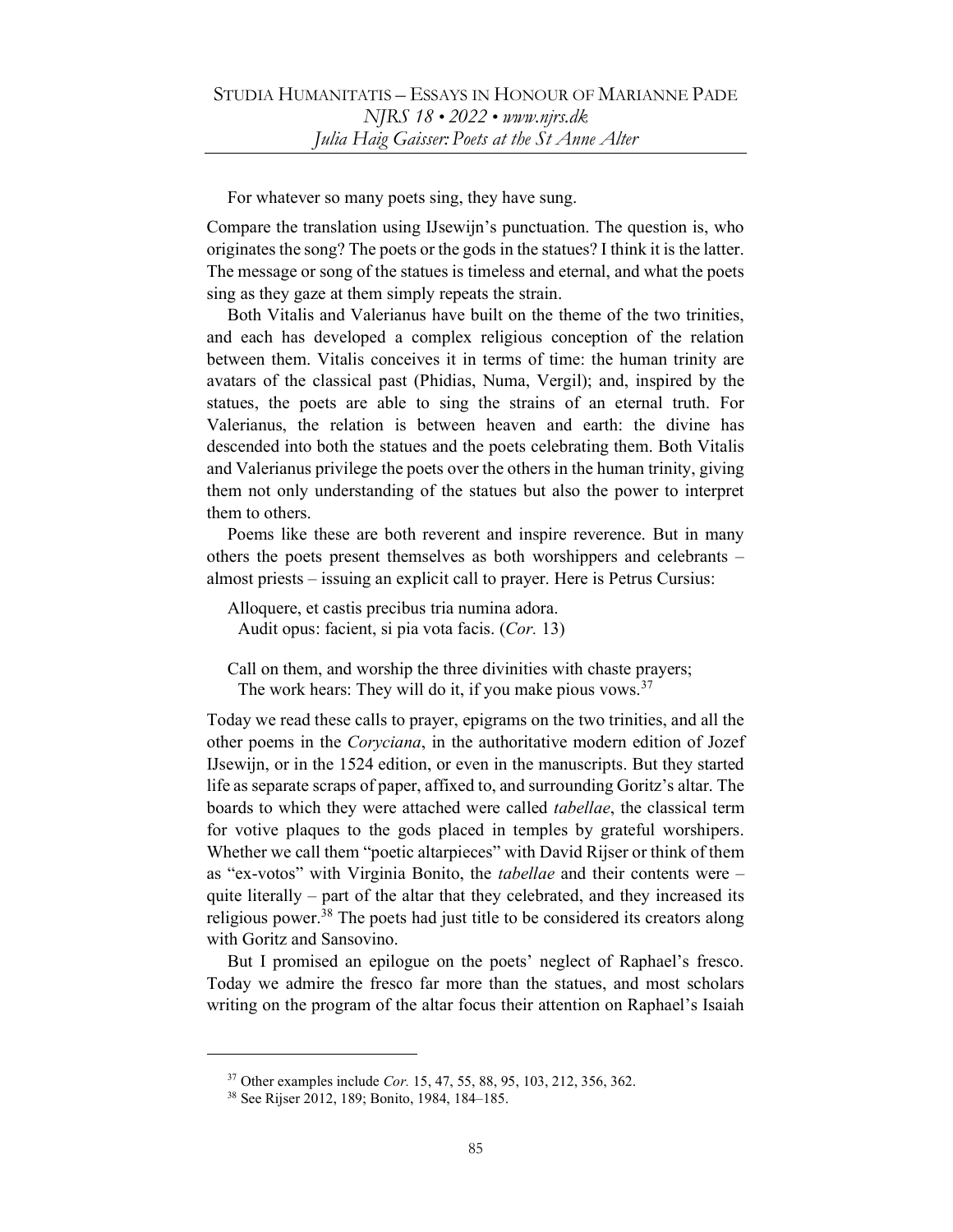For whatever so many poets sing, they have sung.

Compare the translation using IJsewijn's punctuation. The question is, who originates the song? The poets or the gods in the statues? I think it is the latter. The message or song of the statues is timeless and eternal, and what the poets sing as they gaze at them simply repeats the strain.

Both Vitalis and Valerianus have built on the theme of the two trinities, and each has developed a complex religious conception of the relation between them. Vitalis conceives it in terms of time: the human trinity are avatars of the classical past (Phidias, Numa, Vergil); and, inspired by the statues, the poets are able to sing the strains of an eternal truth. For Valerianus, the relation is between heaven and earth: the divine has descended into both the statues and the poets celebrating them. Both Vitalis and Valerianus privilege the poets over the others in the human trinity, giving them not only understanding of the statues but also the power to interpret them to others.

Poems like these are both reverent and inspire reverence. But in many others the poets present themselves as both worshippers and celebrants – almost priests – issuing an explicit call to prayer. Here is Petrus Cursius:

> Alloquere, et castis precibus tria numina adora.
> Audit opus: facient, si pia vota facis. (*Cor.* 13)
>
> Call on them, and worship the three divinities with chaste prayers;
> The work hears: They will do it, if you make pious vows.[37]

Today we read these calls to prayer, epigrams on the two trinities, and all the other poems in the *Coryciana*, in the authoritative modern edition of Jozef IJsewijn, or in the 1524 edition, or even in the manuscripts. But they started life as separate scraps of paper, affixed to, and surrounding Goritz's altar. The boards to which they were attached were called *tabellae*, the classical term for votive plaques to the gods placed in temples by grateful worshipers. Whether we call them "poetic altarpieces" with David Rijser or think of them as "ex-votos" with Virginia Bonito, the *tabellae* and their contents were – quite literally – part of the altar that they celebrated, and they increased its religious power.[38] The poets had just title to be considered its creators along with Goritz and Sansovino.

But I promised an epilogue on the poets' neglect of Raphael's fresco. Today we admire the fresco far more than the statues, and most scholars writing on the program of the altar focus their attention on Raphael's Isaiah

[37] Other examples include *Cor.* 15, 47, 55, 88, 95, 103, 212, 356, 362.

[38] See Rijser 2012, 189; Bonito, 1984, 184–185.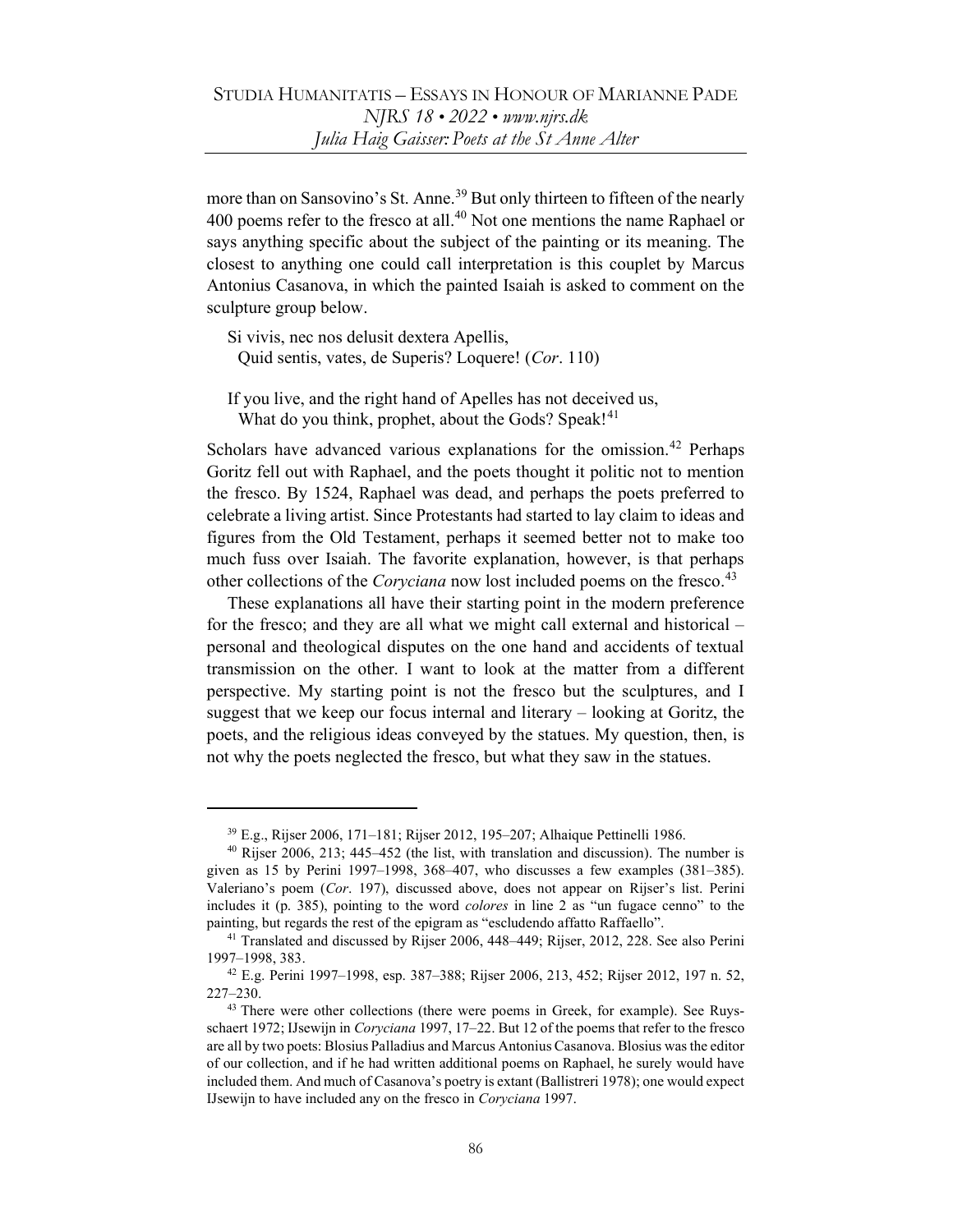more than on Sansovino's St. Anne.[39] But only thirteen to fifteen of the nearly 400 poems refer to the fresco at all.[40] Not one mentions the name Raphael or says anything specific about the subject of the painting or its meaning. The closest to anything one could call interpretation is this couplet by Marcus Antonius Casanova, in which the painted Isaiah is asked to comment on the sculpture group below.

> Si vivis, nec nos delusit dextera Apellis,  
> Quid sentis, vates, de Superis? Loquere! (*Cor*. 110)
>
> If you live, and the right hand of Apelles has not deceived us,  
> What do you think, prophet, about the Gods? Speak![41]

Scholars have advanced various explanations for the omission.[42] Perhaps Goritz fell out with Raphael, and the poets thought it politic not to mention the fresco. By 1524, Raphael was dead, and perhaps the poets preferred to celebrate a living artist. Since Protestants had started to lay claim to ideas and figures from the Old Testament, perhaps it seemed better not to make too much fuss over Isaiah. The favorite explanation, however, is that perhaps other collections of the *Coryciana* now lost included poems on the fresco.[43]

These explanations all have their starting point in the modern preference for the fresco; and they are all what we might call external and historical – personal and theological disputes on the one hand and accidents of textual transmission on the other. I want to look at the matter from a different perspective. My starting point is not the fresco but the sculptures, and I suggest that we keep our focus internal and literary – looking at Goritz, the poets, and the religious ideas conveyed by the statues. My question, then, is not why the poets neglected the fresco, but what they saw in the statues.

---

[39] E.g., Rijser 2006, 171–181; Rijser 2012, 195–207; Alhaique Pettinelli 1986.

[40] Rijser 2006, 213; 445–452 (the list, with translation and discussion). The number is given as 15 by Perini 1997–1998, 368–407, who discusses a few examples (381–385). Valeriano's poem (*Cor*. 197), discussed above, does not appear on Rijser's list. Perini includes it (p. 385), pointing to the word *colores* in line 2 as "un fugace cenno" to the painting, but regards the rest of the epigram as "escludendo affatto Raffaello".

[41] Translated and discussed by Rijser 2006, 448–449; Rijser, 2012, 228. See also Perini 1997–1998, 383.

[42] E.g. Perini 1997–1998, esp. 387–388; Rijser 2006, 213, 452; Rijser 2012, 197 n. 52, 227–230.

[43] There were other collections (there were poems in Greek, for example). See Ruysschaert 1972; IJsewijn in *Coryciana* 1997, 17–22. But 12 of the poems that refer to the fresco are all by two poets: Blosius Palladius and Marcus Antonius Casanova. Blosius was the editor of our collection, and if he had written additional poems on Raphael, he surely would have included them. And much of Casanova's poetry is extant (Ballistreri 1978); one would expect IJsewijn to have included any on the fresco in *Coryciana* 1997.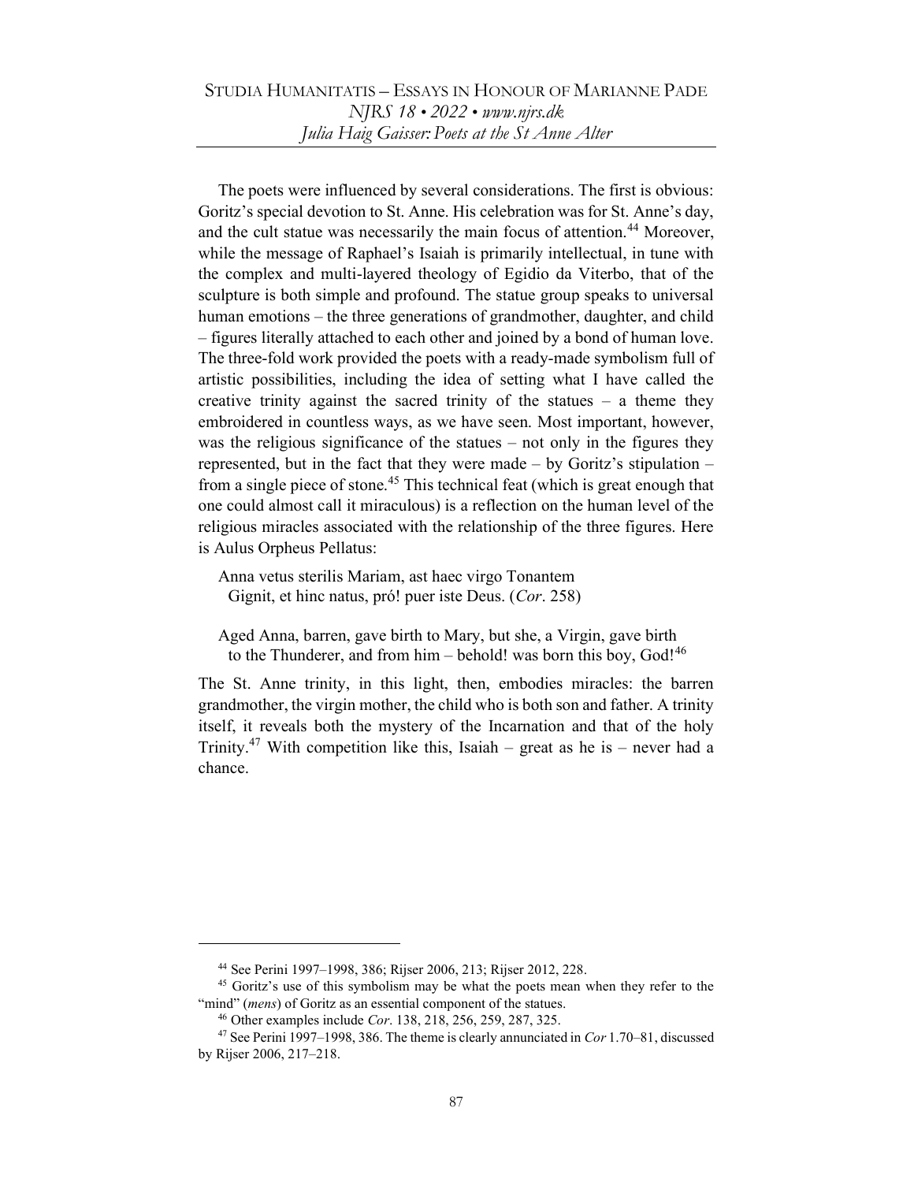The poets were influenced by several considerations. The first is obvious: Goritz's special devotion to St. Anne. His celebration was for St. Anne's day, and the cult statue was necessarily the main focus of attention.[44] Moreover, while the message of Raphael's Isaiah is primarily intellectual, in tune with the complex and multi-layered theology of Egidio da Viterbo, that of the sculpture is both simple and profound. The statue group speaks to universal human emotions – the three generations of grandmother, daughter, and child – figures literally attached to each other and joined by a bond of human love. The three-fold work provided the poets with a ready-made symbolism full of artistic possibilities, including the idea of setting what I have called the creative trinity against the sacred trinity of the statues – a theme they embroidered in countless ways, as we have seen. Most important, however, was the religious significance of the statues – not only in the figures they represented, but in the fact that they were made – by Goritz's stipulation – from a single piece of stone.[45] This technical feat (which is great enough that one could almost call it miraculous) is a reflection on the human level of the religious miracles associated with the relationship of the three figures. Here is Aulus Orpheus Pellatus:

> Anna vetus sterilis Mariam, ast haec virgo Tonantem
> Gignit, et hinc natus, pró! puer iste Deus. (*Cor*. 258)

> Aged Anna, barren, gave birth to Mary, but she, a Virgin, gave birth
> to the Thunderer, and from him – behold! was born this boy, God![46]

The St. Anne trinity, in this light, then, embodies miracles: the barren grandmother, the virgin mother, the child who is both son and father. A trinity itself, it reveals both the mystery of the Incarnation and that of the holy Trinity.[47] With competition like this, Isaiah – great as he is – never had a chance.

---

[44] See Perini 1997–1998, 386; Rijser 2006, 213; Rijser 2012, 228.

[45] Goritz's use of this symbolism may be what the poets mean when they refer to the "mind" (*mens*) of Goritz as an essential component of the statues.

[46] Other examples include *Cor*. 138, 218, 256, 259, 287, 325.

[47] See Perini 1997–1998, 386. The theme is clearly annunciated in *Cor* 1.70–81, discussed by Rijser 2006, 217–218.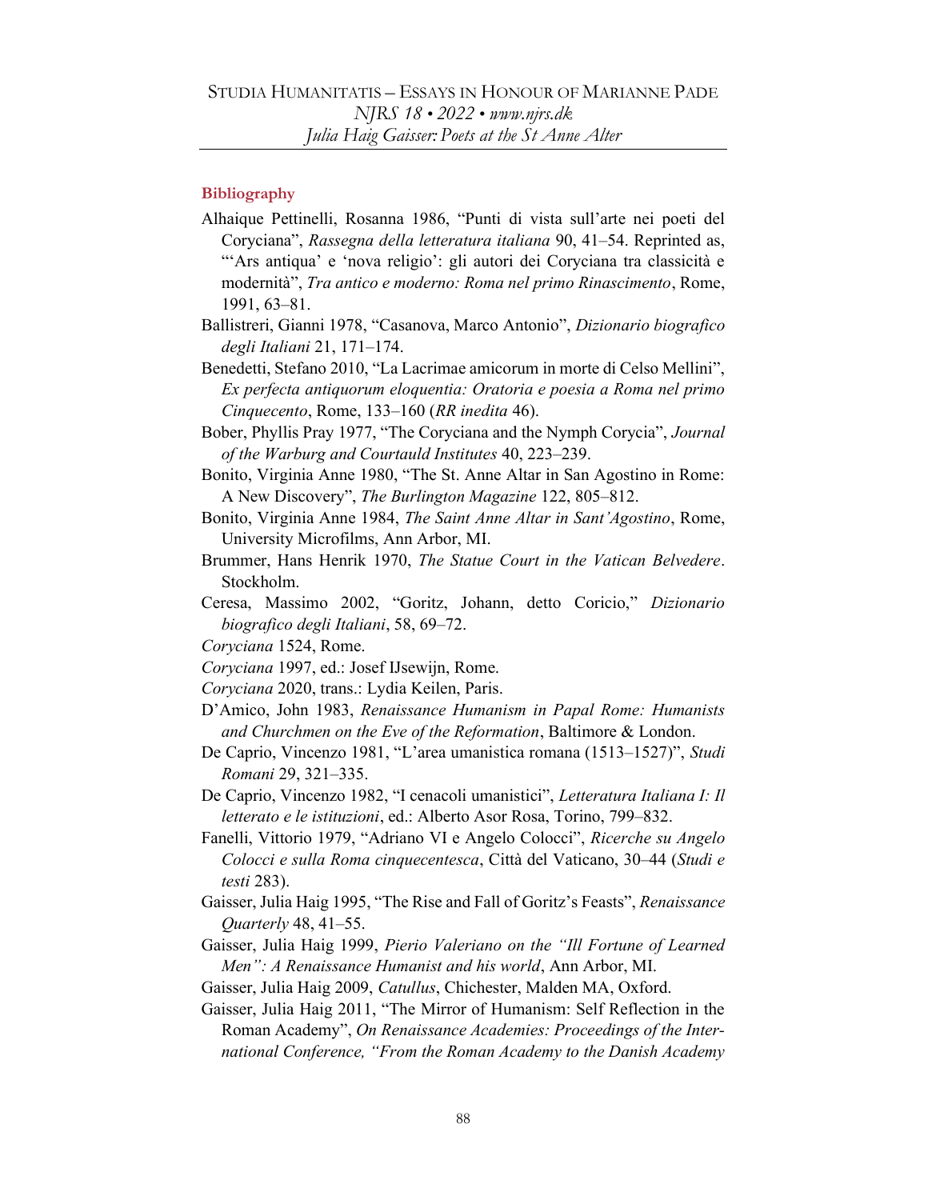## Bibliography

Alhaique Pettinelli, Rosanna 1986, "Punti di vista sull'arte nei poeti del Coryciana", *Rassegna della letteratura italiana* 90, 41–54. Reprinted as, "'Ars antiqua' e 'nova religio': gli autori dei Coryciana tra classicità e modernità", *Tra antico e moderno: Roma nel primo Rinascimento*, Rome, 1991, 63–81.

Ballistreri, Gianni 1978, "Casanova, Marco Antonio", *Dizionario biografico degli Italiani* 21, 171–174.

Benedetti, Stefano 2010, "La Lacrimae amicorum in morte di Celso Mellini", *Ex perfecta antiquorum eloquentia: Oratoria e poesia a Roma nel primo Cinquecento*, Rome, 133–160 (*RR inedita* 46).

Bober, Phyllis Pray 1977, "The Coryciana and the Nymph Corycia", *Journal of the Warburg and Courtauld Institutes* 40, 223–239.

Bonito, Virginia Anne 1980, "The St. Anne Altar in San Agostino in Rome: A New Discovery", *The Burlington Magazine* 122, 805–812.

Bonito, Virginia Anne 1984, *The Saint Anne Altar in Sant'Agostino*, Rome, University Microfilms, Ann Arbor, MI.

Brummer, Hans Henrik 1970, *The Statue Court in the Vatican Belvedere*. Stockholm.

Ceresa, Massimo 2002, "Goritz, Johann, detto Coricio," *Dizionario biografico degli Italiani*, 58, 69–72.

*Coryciana* 1524, Rome.

*Coryciana* 1997, ed.: Josef IJsewijn, Rome.

*Coryciana* 2020, trans.: Lydia Keilen, Paris.

D'Amico, John 1983, *Renaissance Humanism in Papal Rome: Humanists and Churchmen on the Eve of the Reformation*, Baltimore & London.

De Caprio, Vincenzo 1981, "L'area umanistica romana (1513–1527)", *Studi Romani* 29, 321–335.

De Caprio, Vincenzo 1982, "I cenacoli umanistici", *Letteratura Italiana I: Il letterato e le istituzioni*, ed.: Alberto Asor Rosa, Torino, 799–832.

Fanelli, Vittorio 1979, "Adriano VI e Angelo Colocci", *Ricerche su Angelo Colocci e sulla Roma cinquecentesca*, Città del Vaticano, 30–44 (*Studi e testi* 283).

Gaisser, Julia Haig 1995, "The Rise and Fall of Goritz's Feasts", *Renaissance Quarterly* 48, 41–55.

Gaisser, Julia Haig 1999, *Pierio Valeriano on the "Ill Fortune of Learned Men": A Renaissance Humanist and his world*, Ann Arbor, MI.

Gaisser, Julia Haig 2009, *Catullus*, Chichester, Malden MA, Oxford.

Gaisser, Julia Haig 2011, "The Mirror of Humanism: Self Reflection in the Roman Academy", *On Renaissance Academies: Proceedings of the International Conference, "From the Roman Academy to the Danish Academy*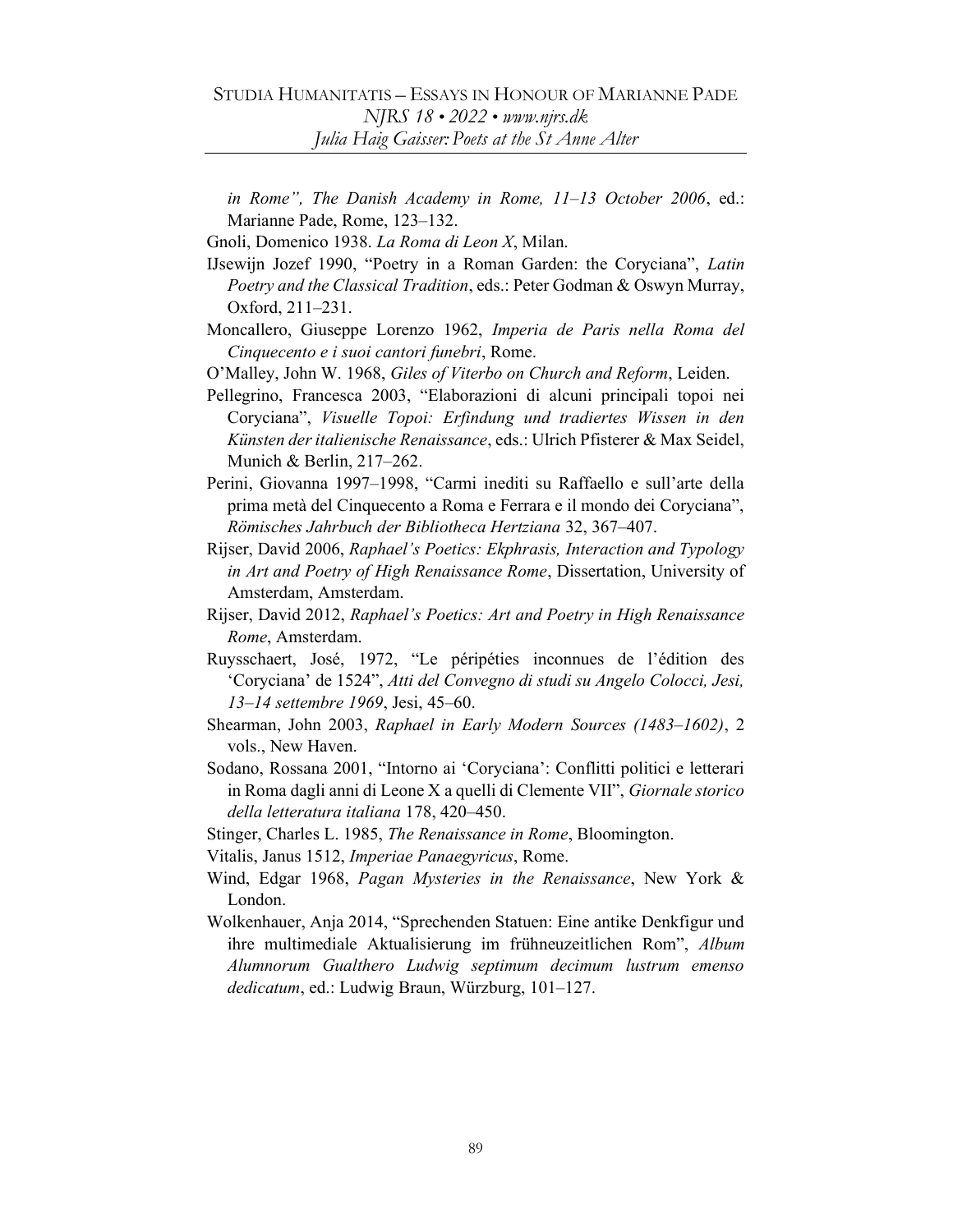*in Rome", The Danish Academy in Rome, 11–13 October 2006*, ed.: Marianne Pade, Rome, 123–132.

Gnoli, Domenico 1938. *La Roma di Leon X*, Milan.

IJsewijn Jozef 1990, "Poetry in a Roman Garden: the Coryciana", *Latin Poetry and the Classical Tradition*, eds.: Peter Godman & Oswyn Murray, Oxford, 211–231.

Moncallero, Giuseppe Lorenzo 1962, *Imperia de Paris nella Roma del Cinquecento e i suoi cantori funebri*, Rome.

O'Malley, John W. 1968, *Giles of Viterbo on Church and Reform*, Leiden.

Pellegrino, Francesca 2003, "Elaborazioni di alcuni principali topoi nei Coryciana", *Visuelle Topoi: Erfindung und tradiertes Wissen in den Künsten der italienische Renaissance*, eds.: Ulrich Pfisterer & Max Seidel, Munich & Berlin, 217–262.

Perini, Giovanna 1997–1998, "Carmi inediti su Raffaello e sull'arte della prima metà del Cinquecento a Roma e Ferrara e il mondo dei Coryciana", *Römisches Jahrbuch der Bibliotheca Hertziana* 32, 367–407.

Rijser, David 2006, *Raphael's Poetics: Ekphrasis, Interaction and Typology in Art and Poetry of High Renaissance Rome*, Dissertation, University of Amsterdam, Amsterdam.

Rijser, David 2012, *Raphael's Poetics: Art and Poetry in High Renaissance Rome*, Amsterdam.

Ruysschaert, José, 1972, "Le péripéties inconnues de l'édition des 'Coryciana' de 1524", *Atti del Convegno di studi su Angelo Colocci, Jesi, 13–14 settembre 1969*, Jesi, 45–60.

Shearman, John 2003, *Raphael in Early Modern Sources (1483–1602)*, 2 vols., New Haven.

Sodano, Rossana 2001, "Intorno ai 'Coryciana': Conflitti politici e letterari in Roma dagli anni di Leone X a quelli di Clemente VII", *Giornale storico della letteratura italiana* 178, 420–450.

Stinger, Charles L. 1985, *The Renaissance in Rome*, Bloomington.

Vitalis, Janus 1512, *Imperiae Panaegyricus*, Rome.

Wind, Edgar 1968, *Pagan Mysteries in the Renaissance*, New York & London.

Wolkenhauer, Anja 2014, "Sprechenden Statuen: Eine antike Denkfigur und ihre multimediale Aktualisierung im frühneuzeitlichen Rom", *Album Alumnorum Gualthero Ludwig septimum decimum lustrum emenso dedicatum*, ed.: Ludwig Braun, Würzburg, 101–127.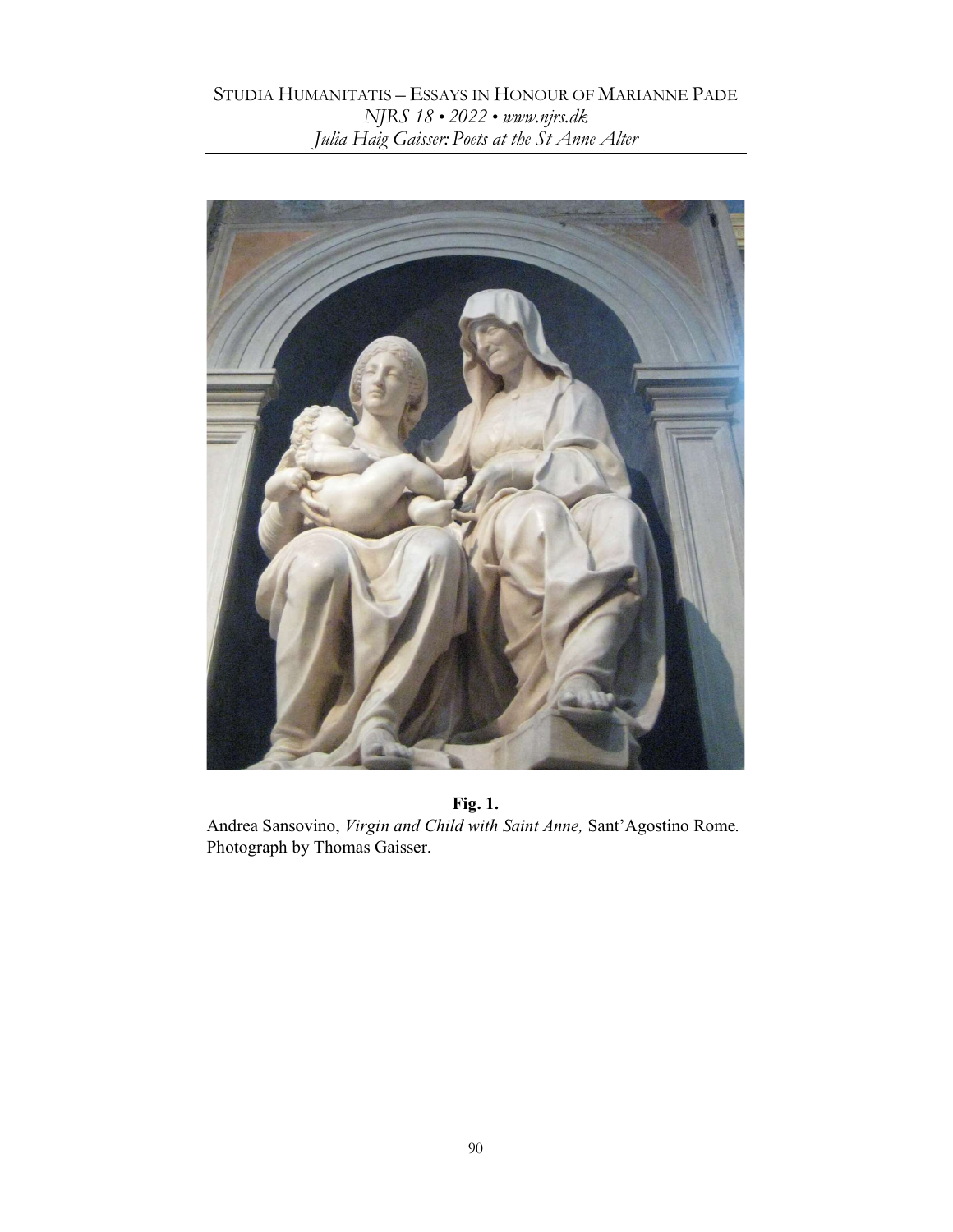**Fig. 1.**

Andrea Sansovino, *Virgin and Child with Saint Anne,* Sant'Agostino Rome. Photograph by Thomas Gaisser.